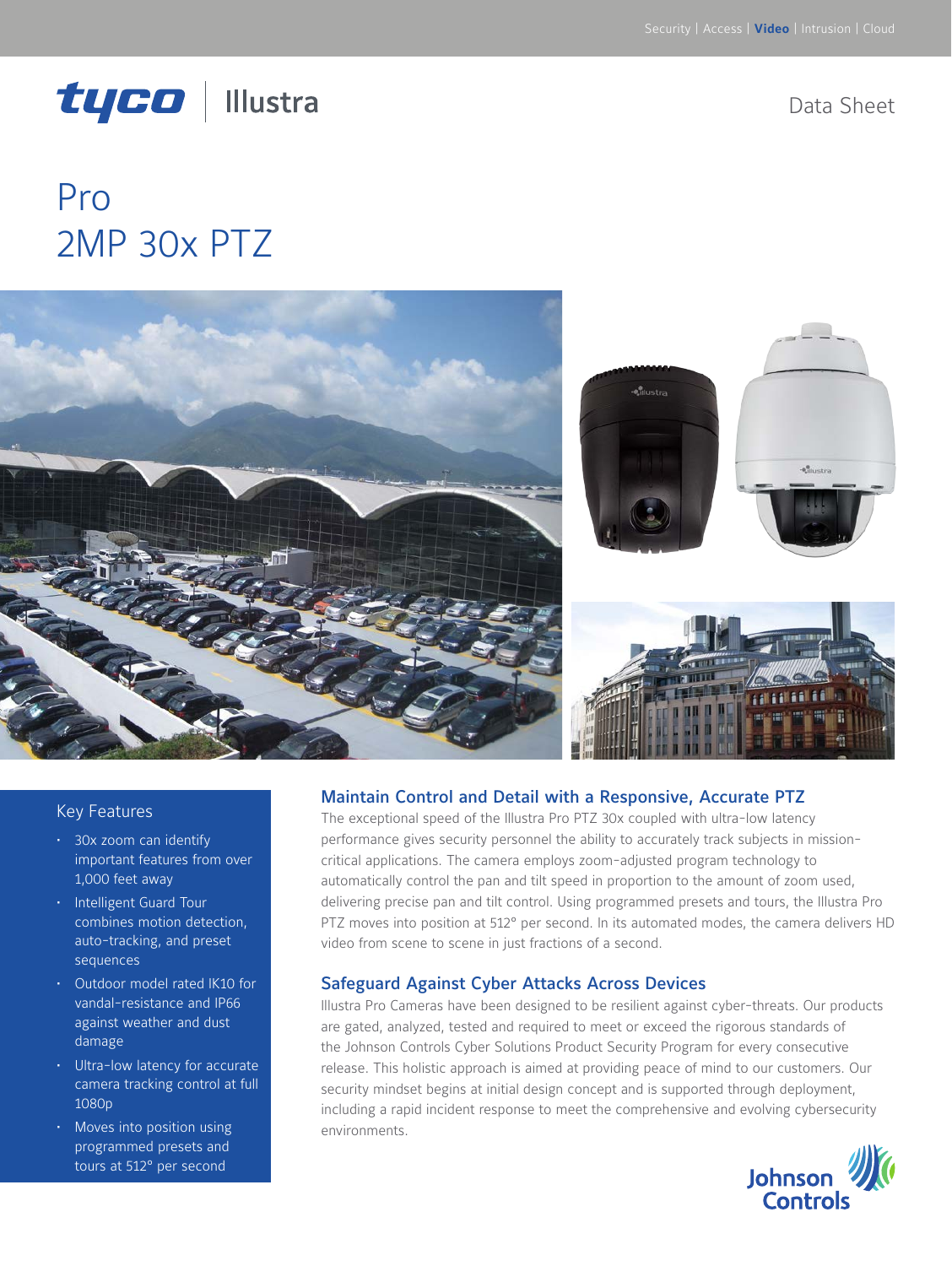Security | Access | **Video** | Intrusion | Cloud

tyco | Illustra

Data Sheet

# Pro
# 2MP 30x PTZ

## Key Features

- 30x zoom can identify important features from over 1,000 feet away
- Intelligent Guard Tour combines motion detection, auto-tracking, and preset sequences
- Outdoor model rated IK10 for vandal-resistance and IP66 against weather and dust damage
- Ultra-low latency for accurate camera tracking control at full 1080p
- Moves into position using programmed presets and tours at 512° per second

## Maintain Control and Detail with a Responsive, Accurate PTZ

The exceptional speed of the Illustra Pro PTZ 30x coupled with ultra-low latency performance gives security personnel the ability to accurately track subjects in mission-critical applications. The camera employs zoom-adjusted program technology to automatically control the pan and tilt speed in proportion to the amount of zoom used, delivering precise pan and tilt control. Using programmed presets and tours, the Illustra Pro PTZ moves into position at 512° per second. In its automated modes, the camera delivers HD video from scene to scene in just fractions of a second.

## Safeguard Against Cyber Attacks Across Devices

Illustra Pro Cameras have been designed to be resilient against cyber-threats. Our products are gated, analyzed, tested and required to meet or exceed the rigorous standards of the Johnson Controls Cyber Solutions Product Security Program for every consecutive release. This holistic approach is aimed at providing peace of mind to our customers. Our security mindset begins at initial design concept and is supported through deployment, including a rapid incident response to meet the comprehensive and evolving cybersecurity environments.

Johnson Controls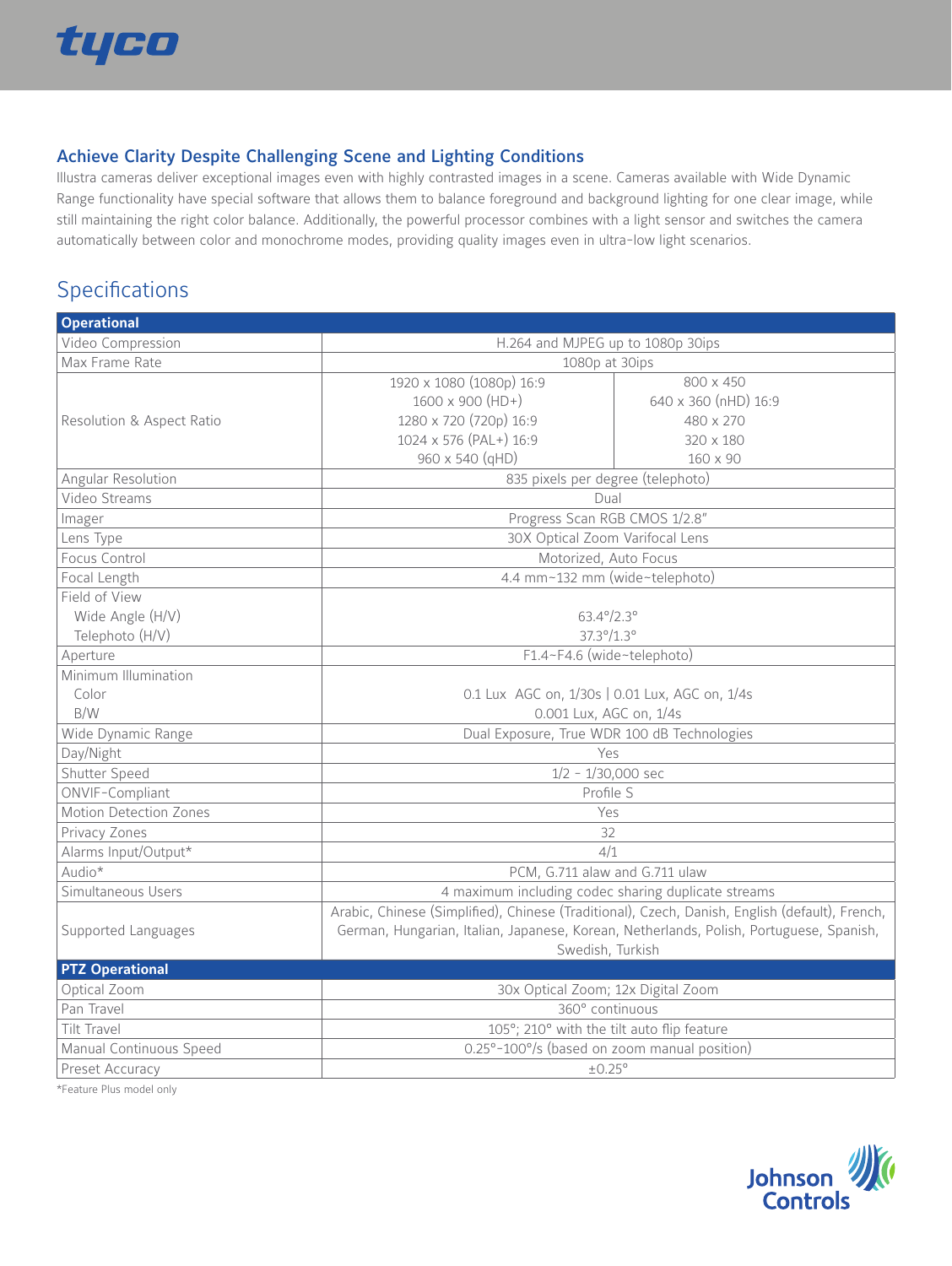## Achieve Clarity Despite Challenging Scene and Lighting Conditions

Illustra cameras deliver exceptional images even with highly contrasted images in a scene. Cameras available with Wide Dynamic Range functionality have special software that allows them to balance foreground and background lighting for one clear image, while still maintaining the right color balance. Additionally, the powerful processor combines with a light sensor and switches the camera automatically between color and monochrome modes, providing quality images even in ultra-low light scenarios.

# Specifications

| Operational | | |
|---|---|---|
| Video Compression | H.264 and MJPEG up to 1080p 30ips | |
| Max Frame Rate | 1080p at 30ips | |
| Resolution & Aspect Ratio | 1920 x 1080 (1080p) 16:9<br>1600 x 900 (HD+)<br>1280 x 720 (720p) 16:9<br>1024 x 576 (PAL+) 16:9<br>960 x 540 (qHD) | 800 x 450<br>640 x 360 (nHD) 16:9<br>480 x 270<br>320 x 180<br>160 x 90 |
| Angular Resolution | 835 pixels per degree (telephoto) | |
| Video Streams | Dual | |
| Imager | Progress Scan RGB CMOS 1/2.8" | |
| Lens Type | 30X Optical Zoom Varifocal Lens | |
| Focus Control | Motorized, Auto Focus | |
| Focal Length | 4.4 mm~132 mm (wide~telephoto) | |
| Field of View<br>Wide Angle (H/V)<br>Telephoto (H/V) | 63.4°/2.3°<br>37.3°/1.3° | |
| Aperture | F1.4~F4.6 (wide~telephoto) | |
| Minimum Illumination<br>Color<br>B/W | 0.1 Lux AGC on, 1/30s \| 0.01 Lux, AGC on, 1/4s<br>0.001 Lux, AGC on, 1/4s | |
| Wide Dynamic Range | Dual Exposure, True WDR 100 dB Technologies | |
| Day/Night | Yes | |
| Shutter Speed | 1/2 - 1/30,000 sec | |
| ONVIF-Compliant | Profile S | |
| Motion Detection Zones | Yes | |
| Privacy Zones | 32 | |
| Alarms Input/Output* | 4/1 | |
| Audio* | PCM, G.711 alaw and G.711 ulaw | |
| Simultaneous Users | 4 maximum including codec sharing duplicate streams | |
| Supported Languages | Arabic, Chinese (Simplified), Chinese (Traditional), Czech, Danish, English (default), French, German, Hungarian, Italian, Japanese, Korean, Netherlands, Polish, Portuguese, Spanish, Swedish, Turkish | |
| **PTZ Operational** | | |
| Optical Zoom | 30x Optical Zoom; 12x Digital Zoom | |
| Pan Travel | 360° continuous | |
| Tilt Travel | 105°; 210° with the tilt auto flip feature | |
| Manual Continuous Speed | 0.25°-100°/s (based on zoom manual position) | |
| Preset Accuracy | ±0.25° | |

*Feature Plus model only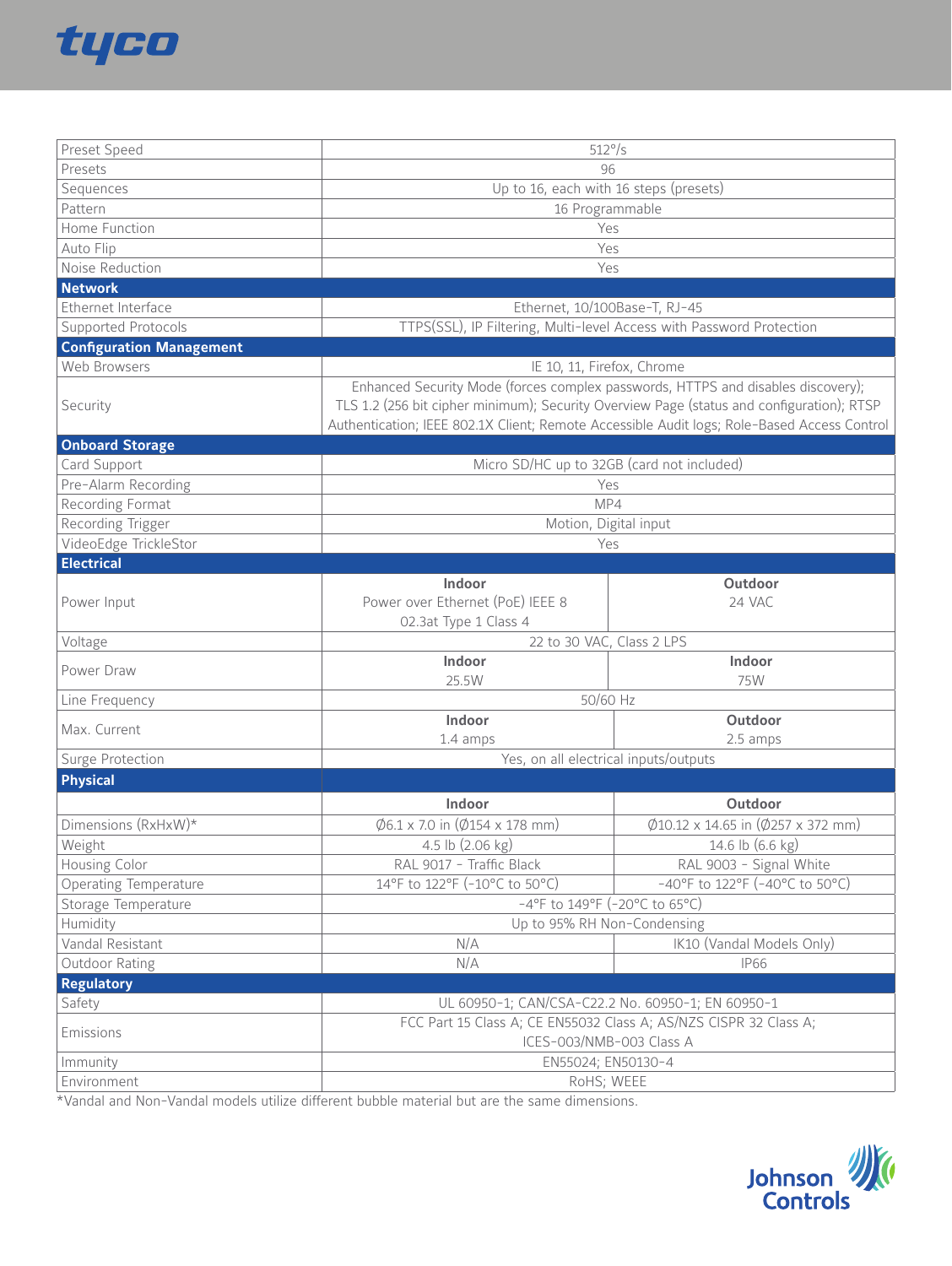| | | |
|---|---|---|
| Preset Speed | 512°/s | |
| Presets | 96 | |
| Sequences | Up to 16, each with 16 steps (presets) | |
| Pattern | 16 Programmable | |
| Home Function | Yes | |
| Auto Flip | Yes | |
| Noise Reduction | Yes | |
| **Network** | | |
| Ethernet Interface | Ethernet, 10/100Base-T, RJ-45 | |
| Supported Protocols | TTPS(SSL), IP Filtering, Multi-level Access with Password Protection | |
| **Configuration Management** | | |
| Web Browsers | IE 10, 11, Firefox, Chrome | |
| Security | Enhanced Security Mode (forces complex passwords, HTTPS and disables discovery); TLS 1.2 (256 bit cipher minimum); Security Overview Page (status and configuration); RTSP Authentication; IEEE 802.1X Client; Remote Accessible Audit logs; Role-Based Access Control | |
| **Onboard Storage** | | |
| Card Support | Micro SD/HC up to 32GB (card not included) | |
| Pre-Alarm Recording | Yes | |
| Recording Format | MP4 | |
| Recording Trigger | Motion, Digital input | |
| VideoEdge TrickleStor | Yes | |
| **Electrical** | | |
| Power Input | **Indoor** Power over Ethernet (PoE) IEEE 802.3at Type 1 Class 4 | **Outdoor** 24 VAC |
| Voltage | 22 to 30 VAC, Class 2 LPS | |
| Power Draw | **Indoor** 25.5W | **Indoor** 75W |
| Line Frequency | 50/60 Hz | |
| Max. Current | **Indoor** 1.4 amps | **Outdoor** 2.5 amps |
| Surge Protection | Yes, on all electrical inputs/outputs | |
| **Physical** | | |
| | **Indoor** | **Outdoor** |
| Dimensions (RxHxW)* | Ø6.1 x 7.0 in (Ø154 x 178 mm) | Ø10.12 x 14.65 in (Ø257 x 372 mm) |
| Weight | 4.5 lb (2.06 kg) | 14.6 lb (6.6 kg) |
| Housing Color | RAL 9017 - Traffic Black | RAL 9003 - Signal White |
| Operating Temperature | 14°F to 122°F (-10°C to 50°C) | -40°F to 122°F (-40°C to 50°C) |
| Storage Temperature | -4°F to 149°F (-20°C to 65°C) | |
| Humidity | Up to 95% RH Non-Condensing | |
| Vandal Resistant | N/A | IK10 (Vandal Models Only) |
| Outdoor Rating | N/A | IP66 |
| **Regulatory** | | |
| Safety | UL 60950-1; CAN/CSA-C22.2 No. 60950-1; EN 60950-1 | |
| Emissions | FCC Part 15 Class A; CE EN55032 Class A; AS/NZS CISPR 32 Class A; ICES-003/NMB-003 Class A | |
| Immunity | EN55024; EN50130-4 | |
| Environment | RoHS; WEEE | |

*Vandal and Non-Vandal models utilize different bubble material but are the same dimensions.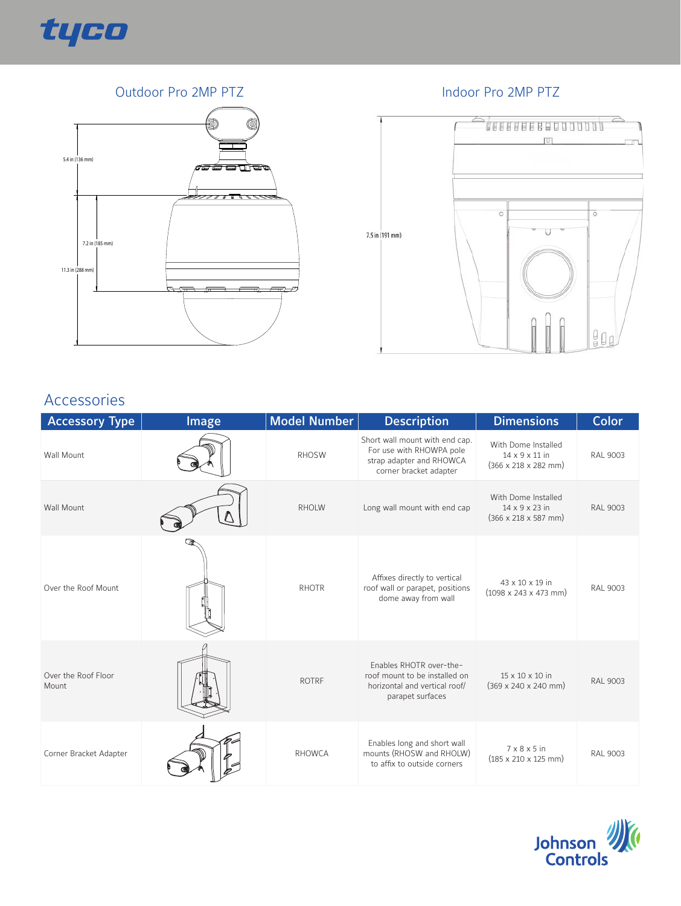## Outdoor Pro 2MP PTZ

5.4 in (136 mm)

7.2 in (185 mm)

11.3 in (288 mm)

## Indoor Pro 2MP PTZ

7.5 in (191 mm)

## Accessories

| Accessory Type | Image | Model Number | Description | Dimensions | Color |
|---|---|---|---|---|---|
| Wall Mount | | RHOSW | Short wall mount with end cap. For use with RHOWPA pole strap adapter and RHOWCA corner bracket adapter | With Dome Installed 14 x 9 x 11 in (366 x 218 x 282 mm) | RAL 9003 |
| Wall Mount | | RHOLW | Long wall mount with end cap | With Dome Installed 14 x 9 x 23 in (366 x 218 x 587 mm) | RAL 9003 |
| Over the Roof Mount | | RHOTR | Affixes directly to vertical roof wall or parapet, positions dome away from wall | 43 x 10 x 19 in (1098 x 243 x 473 mm) | RAL 9003 |
| Over the Roof Floor Mount | | ROTRF | Enables RHOTR over-the-roof mount to be installed on horizontal and vertical roof/ parapet surfaces | 15 x 10 x 10 in (369 x 240 x 240 mm) | RAL 9003 |
| Corner Bracket Adapter | | RHOWCA | Enables long and short wall mounts (RHOSW and RHOLW) to affix to outside corners | 7 x 8 x 5 in (185 x 210 x 125 mm) | RAL 9003 |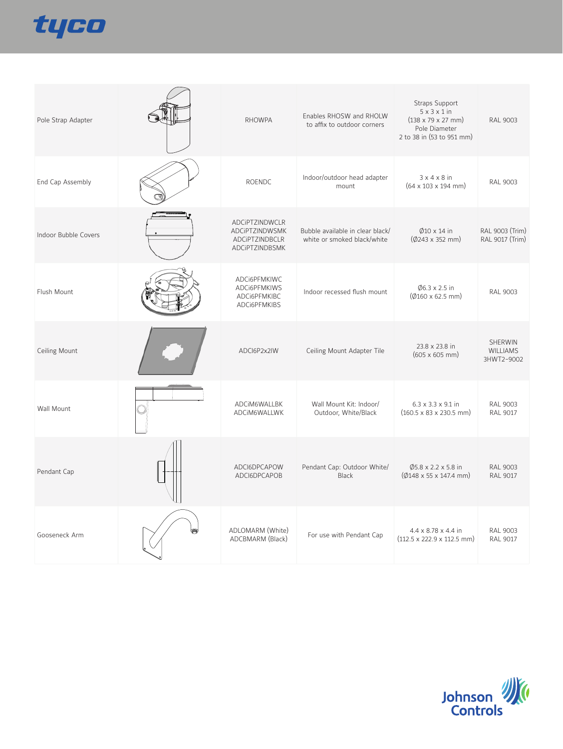| Pole Strap Adapter | | RHOWPA | Enables RHOSW and RHOLW to affix to outdoor corners | Straps Support 5 x 3 x 1 in (138 x 79 x 27 mm) Pole Diameter 2 to 38 in (53 to 951 mm) | RAL 9003 |
|---|---|---|---|---|---|
| End Cap Assembly | | ROENDC | Indoor/outdoor head adapter mount | 3 x 4 x 8 in (64 x 103 x 194 mm) | RAL 9003 |
| Indoor Bubble Covers | | ADCiPTZINDWCLR ADCiPTZINDWSMK ADCiPTZINDBCLR ADCiPTZINDBSMK | Bubble available in clear black/ white or smoked black/white | Ø10 x 14 in (Ø243 x 352 mm) | RAL 9003 (Trim) RAL 9017 (Trim) |
| Flush Mount | | ADCi6PFMKIWC ADCi6PFMKIWS ADCi6PFMKIBC ADCi6PFMKIBS | Indoor recessed flush mount | Ø6.3 x 2.5 in (Ø160 x 62.5 mm) | RAL 9003 |
| Ceiling Mount | | ADCI6P2x2IW | Ceiling Mount Adapter Tile | 23.8 x 23.8 in (605 x 605 mm) | SHERWIN WILLIAMS 3HWT2-9002 |
| Wall Mount | | ADCiM6WALLBK ADCiM6WALLWK | Wall Mount Kit: Indoor/ Outdoor, White/Black | 6.3 x 3.3 x 9.1 in (160.5 x 83 x 230.5 mm) | RAL 9003 RAL 9017 |
| Pendant Cap | | ADCI6DPCAPOW ADCI6DPCAPOB | Pendant Cap: Outdoor White/ Black | Ø5.8 x 2.2 x 5.8 in (Ø148 x 55 x 147.4 mm) | RAL 9003 RAL 9017 |
| Gooseneck Arm | | ADLOMARM (White) ADCBMARM (Black) | For use with Pendant Cap | 4.4 x 8.78 x 4.4 in (112.5 x 222.9 x 112.5 mm) | RAL 9003 RAL 9017 |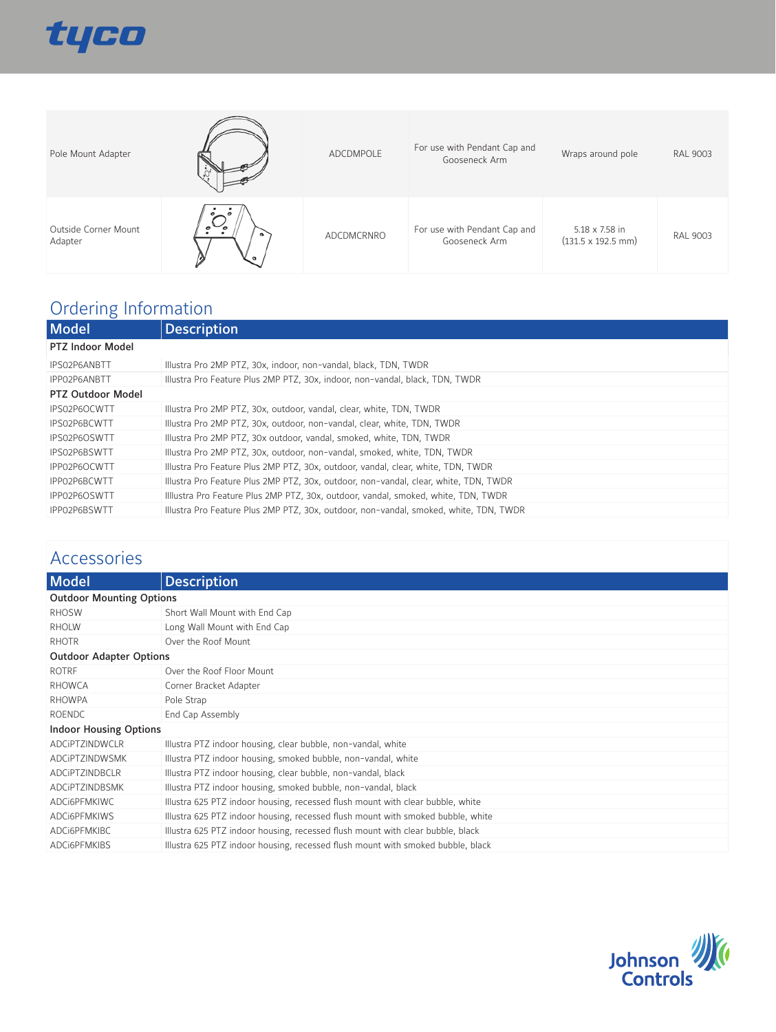| | | | | | |
|---|---|---|---|---|---|
| Pole Mount Adapter | | ADCDMPOLE | For use with Pendant Cap and Gooseneck Arm | Wraps around pole | RAL 9003 |
| Outside Corner Mount Adapter | | ADCDMCRNRO | For use with Pendant Cap and Gooseneck Arm | 5.18 x 7.58 in (131.5 x 192.5 mm) | RAL 9003 |

## Ordering Information

| Model | Description |
|---|---|
| **PTZ Indoor Model** | |
| IPS02P6ANBTT | Illustra Pro 2MP PTZ, 30x, indoor, non-vandal, black, TDN, TWDR |
| IPP02P6ANBTT | Illustra Pro Feature Plus 2MP PTZ, 30x, indoor, non-vandal, black, TDN, TWDR |
| **PTZ Outdoor Model** | |
| IPS02P6OCWTT | Illustra Pro 2MP PTZ, 30x, outdoor, vandal, clear, white, TDN, TWDR |
| IPS02P6BCWTT | Illustra Pro 2MP PTZ, 30x, outdoor, non-vandal, clear, white, TDN, TWDR |
| IPS02P6OSWTT | Illustra Pro 2MP PTZ, 30x outdoor, vandal, smoked, white, TDN, TWDR |
| IPS02P6BSWTT | Illustra Pro 2MP PTZ, 30x, outdoor, non-vandal, smoked, white, TDN, TWDR |
| IPP02P6OCWTT | Illustra Pro Feature Plus 2MP PTZ, 30x, outdoor, vandal, clear, white, TDN, TWDR |
| IPP02P6BCWTT | Illustra Pro Feature Plus 2MP PTZ, 30x, outdoor, non-vandal, clear, white, TDN, TWDR |
| IPP02P6OSWTT | Illlustra Pro Feature Plus 2MP PTZ, 30x, outdoor, vandal, smoked, white, TDN, TWDR |
| IPP02P6BSWTT | Illustra Pro Feature Plus 2MP PTZ, 30x, outdoor, non-vandal, smoked, white, TDN, TWDR |

## Accessories

| Model | Description |
|---|---|
| **Outdoor Mounting Options** | |
| RHOSW | Short Wall Mount with End Cap |
| RHOLW | Long Wall Mount with End Cap |
| RHOTR | Over the Roof Mount |
| **Outdoor Adapter Options** | |
| ROTRF | Over the Roof Floor Mount |
| RHOWCA | Corner Bracket Adapter |
| RHOWPA | Pole Strap |
| ROENDC | End Cap Assembly |
| **Indoor Housing Options** | |
| ADCiPTZINDWCLR | Illustra PTZ indoor housing, clear bubble, non-vandal, white |
| ADCiPTZINDWSMK | Illustra PTZ indoor housing, smoked bubble, non-vandal, white |
| ADCiPTZINDBCLR | Illustra PTZ indoor housing, clear bubble, non-vandal, black |
| ADCiPTZINDBSMK | Illustra PTZ indoor housing, smoked bubble, non-vandal, black |
| ADCi6PFMKIWC | Illustra 625 PTZ indoor housing, recessed flush mount with clear bubble, white |
| ADCi6PFMKIWS | Illustra 625 PTZ indoor housing, recessed flush mount with smoked bubble, white |
| ADCi6PFMKIBC | Illustra 625 PTZ indoor housing, recessed flush mount with clear bubble, black |
| ADCi6PFMKIBS | Illustra 625 PTZ indoor housing, recessed flush mount with smoked bubble, black |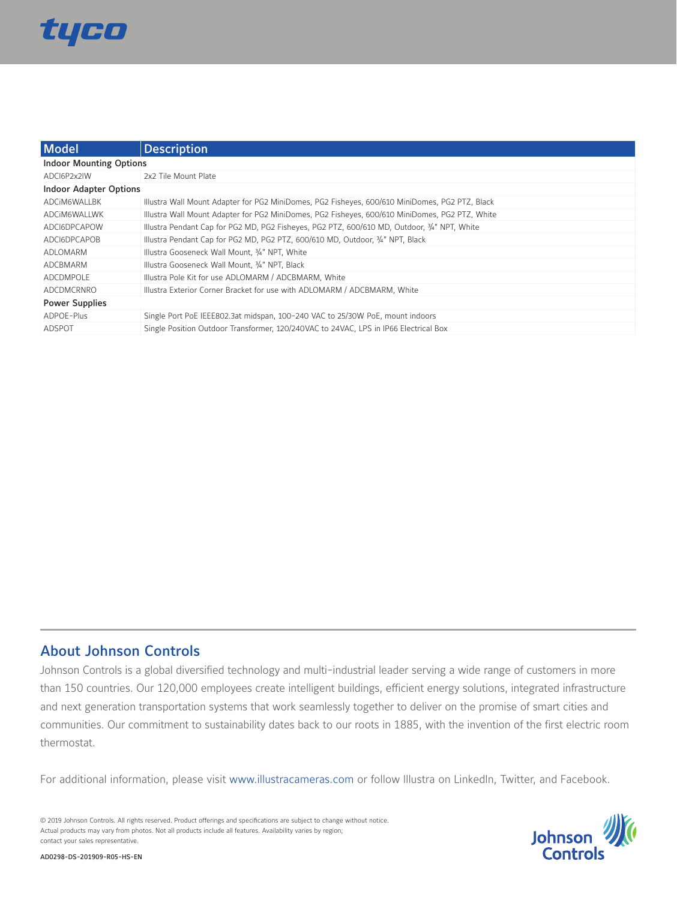| Model | Description |
|---|---|
| **Indoor Mounting Options** | |
| ADCI6P2x2IW | 2x2 Tile Mount Plate |
| **Indoor Adapter Options** | |
| ADCiM6WALLBK | Illustra Wall Mount Adapter for PG2 MiniDomes, PG2 Fisheyes, 600/610 MiniDomes, PG2 PTZ, Black |
| ADCiM6WALLWK | Illustra Wall Mount Adapter for PG2 MiniDomes, PG2 Fisheyes, 600/610 MiniDomes, PG2 PTZ, White |
| ADCI6DPCAPOW | Illustra Pendant Cap for PG2 MD, PG2 Fisheyes, PG2 PTZ, 600/610 MD, Outdoor, ¾" NPT, White |
| ADCI6DPCAPOB | Illustra Pendant Cap for PG2 MD, PG2 PTZ, 600/610 MD, Outdoor, ¾" NPT, Black |
| ADLOMARM | Illustra Gooseneck Wall Mount, ¾" NPT, White |
| ADCBMARM | Illustra Gooseneck Wall Mount, ¾" NPT, Black |
| ADCDMPOLE | Illustra Pole Kit for use ADLOMARM / ADCBMARM, White |
| ADCDMCRNRO | Illustra Exterior Corner Bracket for use with ADLOMARM / ADCBMARM, White |
| **Power Supplies** | |
| ADPOE-Plus | Single Port PoE IEEE802.3at midspan, 100-240 VAC to 25/30W PoE, mount indoors |
| ADSPOT | Single Position Outdoor Transformer, 120/240VAC to 24VAC, LPS in IP66 Electrical Box |

## About Johnson Controls

Johnson Controls is a global diversified technology and multi-industrial leader serving a wide range of customers in more than 150 countries. Our 120,000 employees create intelligent buildings, efficient energy solutions, integrated infrastructure and next generation transportation systems that work seamlessly together to deliver on the promise of smart cities and communities. Our commitment to sustainability dates back to our roots in 1885, with the invention of the first electric room thermostat.

For additional information, please visit www.illustracameras.com or follow Illustra on LinkedIn, Twitter, and Facebook.

© 2019 Johnson Controls. All rights reserved. Product offerings and specifications are subject to change without notice. Actual products may vary from photos. Not all products include all features. Availability varies by region; contact your sales representative.

AD0298-DS-201909-R05-HS-EN